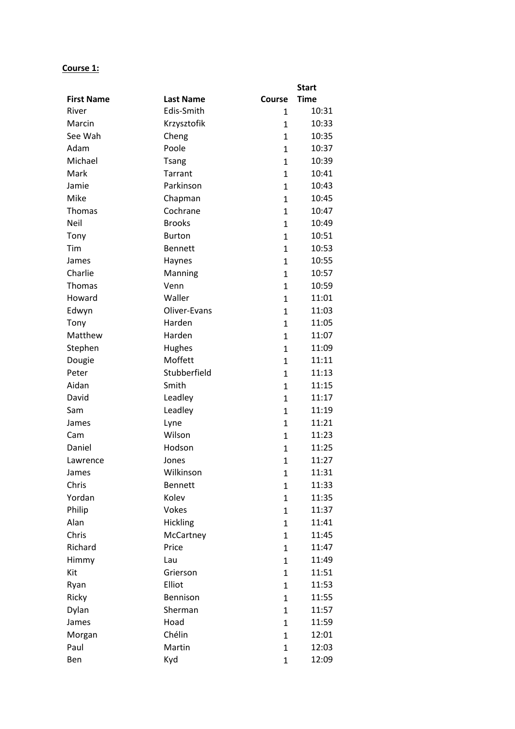**Course 1:**

| First Name | Last Name | Course | Start Time |
|---|---|---|---|
| River | Edis-Smith | 1 | 10:31 |
| Marcin | Krzysztofik | 1 | 10:33 |
| See Wah | Cheng | 1 | 10:35 |
| Adam | Poole | 1 | 10:37 |
| Michael | Tsang | 1 | 10:39 |
| Mark | Tarrant | 1 | 10:41 |
| Jamie | Parkinson | 1 | 10:43 |
| Mike | Chapman | 1 | 10:45 |
| Thomas | Cochrane | 1 | 10:47 |
| Neil | Brooks | 1 | 10:49 |
| Tony | Burton | 1 | 10:51 |
| Tim | Bennett | 1 | 10:53 |
| James | Haynes | 1 | 10:55 |
| Charlie | Manning | 1 | 10:57 |
| Thomas | Venn | 1 | 10:59 |
| Howard | Waller | 1 | 11:01 |
| Edwyn | Oliver-Evans | 1 | 11:03 |
| Tony | Harden | 1 | 11:05 |
| Matthew | Harden | 1 | 11:07 |
| Stephen | Hughes | 1 | 11:09 |
| Dougie | Moffett | 1 | 11:11 |
| Peter | Stubberfield | 1 | 11:13 |
| Aidan | Smith | 1 | 11:15 |
| David | Leadley | 1 | 11:17 |
| Sam | Leadley | 1 | 11:19 |
| James | Lyne | 1 | 11:21 |
| Cam | Wilson | 1 | 11:23 |
| Daniel | Hodson | 1 | 11:25 |
| Lawrence | Jones | 1 | 11:27 |
| James | Wilkinson | 1 | 11:31 |
| Chris | Bennett | 1 | 11:33 |
| Yordan | Kolev | 1 | 11:35 |
| Philip | Vokes | 1 | 11:37 |
| Alan | Hickling | 1 | 11:41 |
| Chris | McCartney | 1 | 11:45 |
| Richard | Price | 1 | 11:47 |
| Himmy | Lau | 1 | 11:49 |
| Kit | Grierson | 1 | 11:51 |
| Ryan | Elliot | 1 | 11:53 |
| Ricky | Bennison | 1 | 11:55 |
| Dylan | Sherman | 1 | 11:57 |
| James | Hoad | 1 | 11:59 |
| Morgan | Chélin | 1 | 12:01 |
| Paul | Martin | 1 | 12:03 |
| Ben | Kyd | 1 | 12:09 |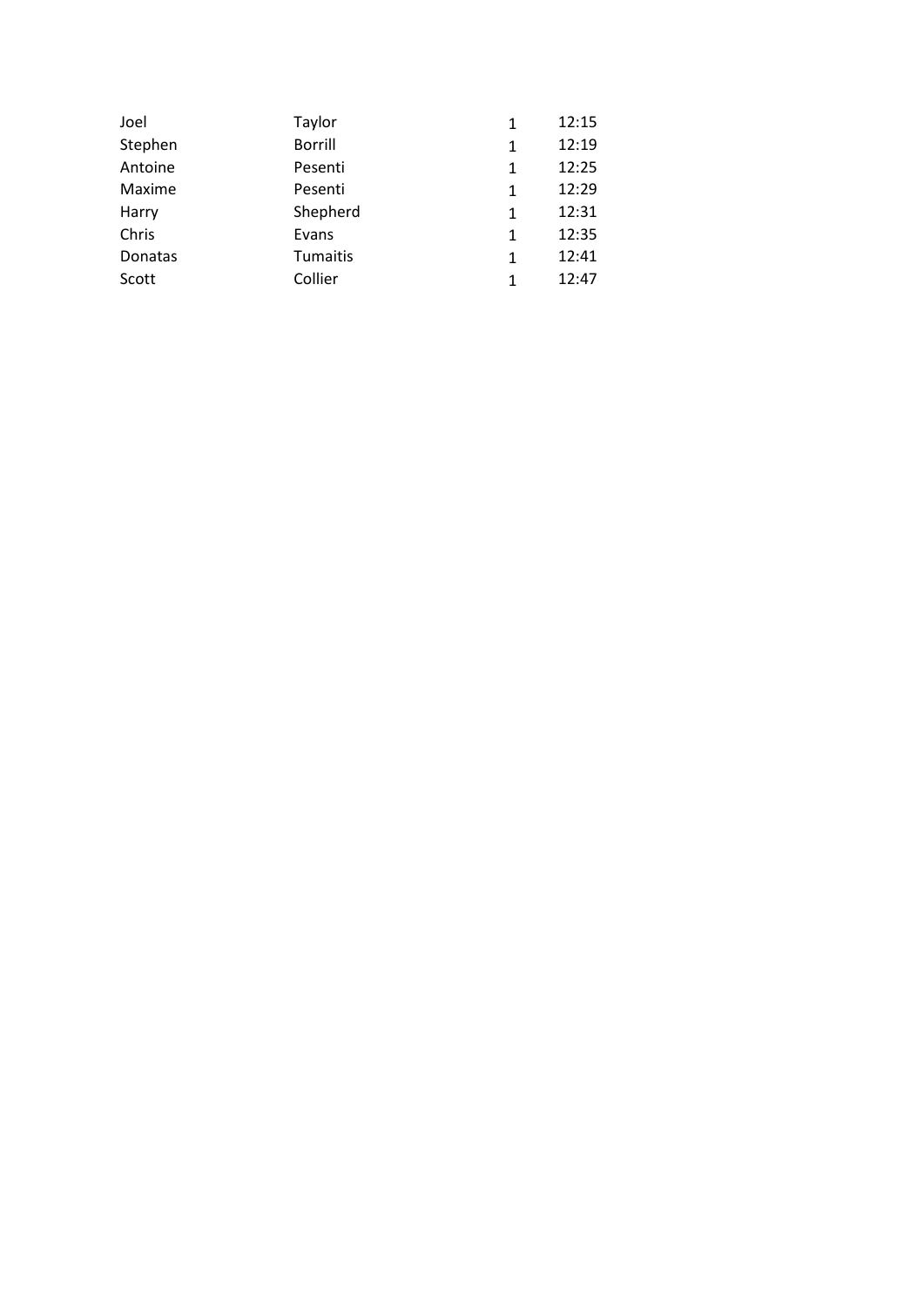| | | | |
|---|---|---|---|
| Joel | Taylor | 1 | 12:15 |
| Stephen | Borrill | 1 | 12:19 |
| Antoine | Pesenti | 1 | 12:25 |
| Maxime | Pesenti | 1 | 12:29 |
| Harry | Shepherd | 1 | 12:31 |
| Chris | Evans | 1 | 12:35 |
| Donatas | Tumaitis | 1 | 12:41 |
| Scott | Collier | 1 | 12:47 |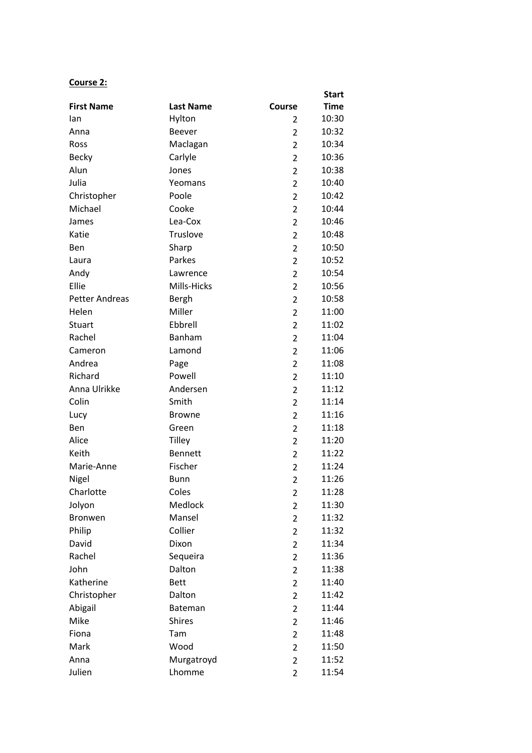**Course 2:**

| First Name | Last Name | Course | Start Time |
|---|---|---|---|
| Ian | Hylton | 2 | 10:30 |
| Anna | Beever | 2 | 10:32 |
| Ross | Maclagan | 2 | 10:34 |
| Becky | Carlyle | 2 | 10:36 |
| Alun | Jones | 2 | 10:38 |
| Julia | Yeomans | 2 | 10:40 |
| Christopher | Poole | 2 | 10:42 |
| Michael | Cooke | 2 | 10:44 |
| James | Lea-Cox | 2 | 10:46 |
| Katie | Truslove | 2 | 10:48 |
| Ben | Sharp | 2 | 10:50 |
| Laura | Parkes | 2 | 10:52 |
| Andy | Lawrence | 2 | 10:54 |
| Ellie | Mills-Hicks | 2 | 10:56 |
| Petter Andreas | Bergh | 2 | 10:58 |
| Helen | Miller | 2 | 11:00 |
| Stuart | Ebbrell | 2 | 11:02 |
| Rachel | Banham | 2 | 11:04 |
| Cameron | Lamond | 2 | 11:06 |
| Andrea | Page | 2 | 11:08 |
| Richard | Powell | 2 | 11:10 |
| Anna Ulrikke | Andersen | 2 | 11:12 |
| Colin | Smith | 2 | 11:14 |
| Lucy | Browne | 2 | 11:16 |
| Ben | Green | 2 | 11:18 |
| Alice | Tilley | 2 | 11:20 |
| Keith | Bennett | 2 | 11:22 |
| Marie-Anne | Fischer | 2 | 11:24 |
| Nigel | Bunn | 2 | 11:26 |
| Charlotte | Coles | 2 | 11:28 |
| Jolyon | Medlock | 2 | 11:30 |
| Bronwen | Mansel | 2 | 11:32 |
| Philip | Collier | 2 | 11:32 |
| David | Dixon | 2 | 11:34 |
| Rachel | Sequeira | 2 | 11:36 |
| John | Dalton | 2 | 11:38 |
| Katherine | Bett | 2 | 11:40 |
| Christopher | Dalton | 2 | 11:42 |
| Abigail | Bateman | 2 | 11:44 |
| Mike | Shires | 2 | 11:46 |
| Fiona | Tam | 2 | 11:48 |
| Mark | Wood | 2 | 11:50 |
| Anna | Murgatroyd | 2 | 11:52 |
| Julien | Lhomme | 2 | 11:54 |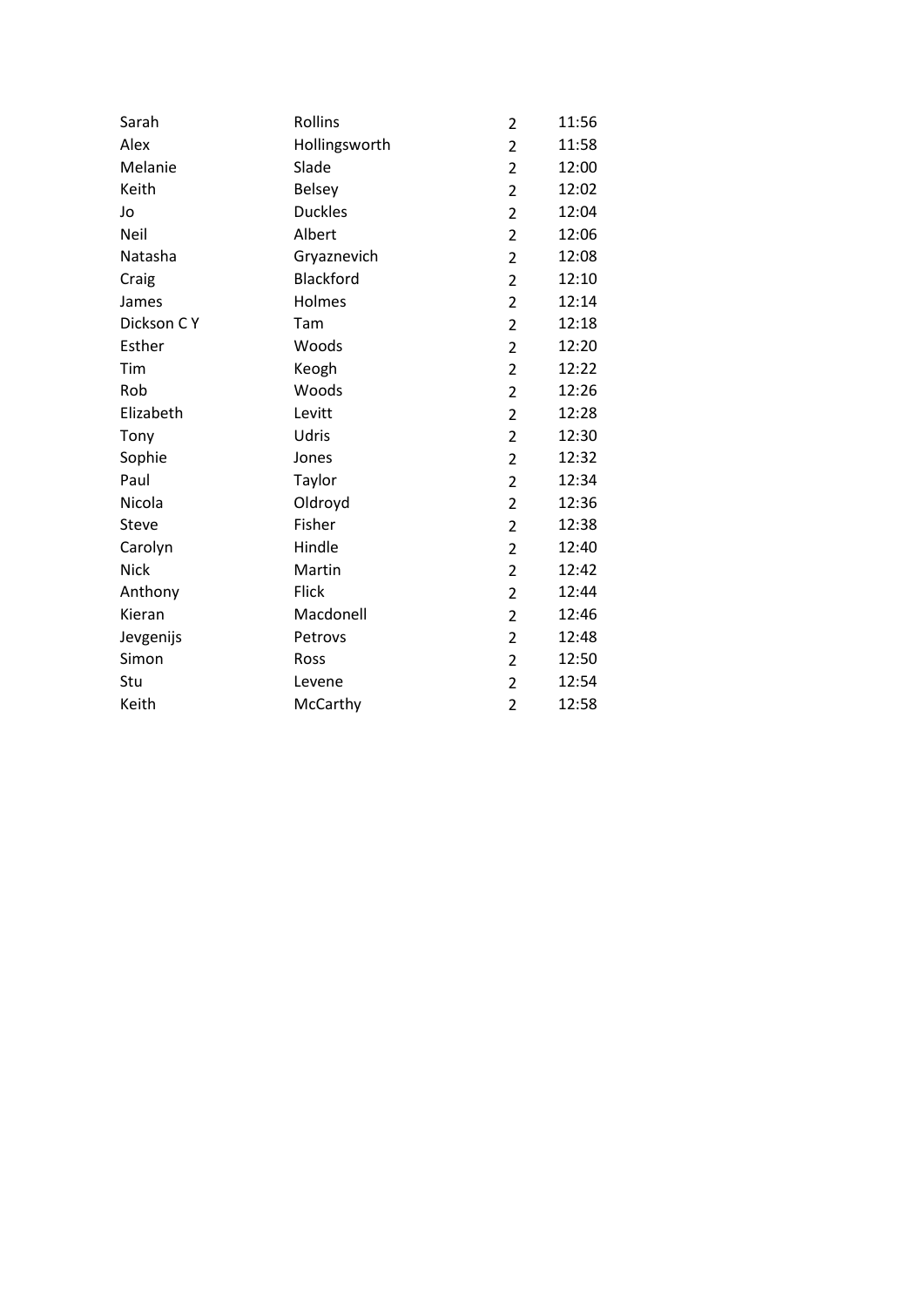| | | | |
|---|---|---|---|
| Sarah | Rollins | 2 | 11:56 |
| Alex | Hollingsworth | 2 | 11:58 |
| Melanie | Slade | 2 | 12:00 |
| Keith | Belsey | 2 | 12:02 |
| Jo | Duckles | 2 | 12:04 |
| Neil | Albert | 2 | 12:06 |
| Natasha | Gryaznevich | 2 | 12:08 |
| Craig | Blackford | 2 | 12:10 |
| James | Holmes | 2 | 12:14 |
| Dickson C Y | Tam | 2 | 12:18 |
| Esther | Woods | 2 | 12:20 |
| Tim | Keogh | 2 | 12:22 |
| Rob | Woods | 2 | 12:26 |
| Elizabeth | Levitt | 2 | 12:28 |
| Tony | Udris | 2 | 12:30 |
| Sophie | Jones | 2 | 12:32 |
| Paul | Taylor | 2 | 12:34 |
| Nicola | Oldroyd | 2 | 12:36 |
| Steve | Fisher | 2 | 12:38 |
| Carolyn | Hindle | 2 | 12:40 |
| Nick | Martin | 2 | 12:42 |
| Anthony | Flick | 2 | 12:44 |
| Kieran | Macdonell | 2 | 12:46 |
| Jevgenijs | Petrovs | 2 | 12:48 |
| Simon | Ross | 2 | 12:50 |
| Stu | Levene | 2 | 12:54 |
| Keith | McCarthy | 2 | 12:58 |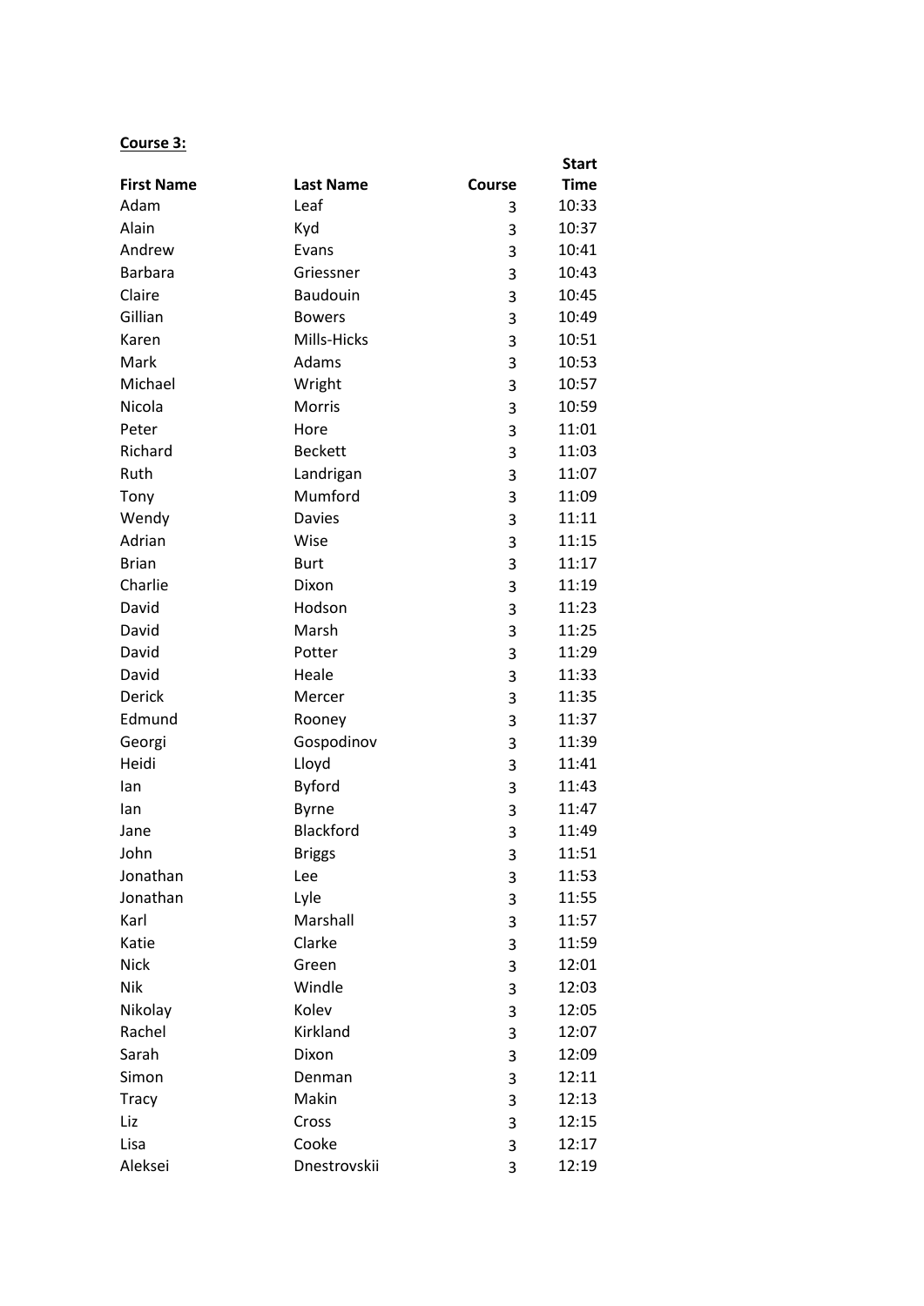**Course 3:**

| First Name | Last Name | Course | Start Time |
|---|---|---|---|
| Adam | Leaf | 3 | 10:33 |
| Alain | Kyd | 3 | 10:37 |
| Andrew | Evans | 3 | 10:41 |
| Barbara | Griessner | 3 | 10:43 |
| Claire | Baudouin | 3 | 10:45 |
| Gillian | Bowers | 3 | 10:49 |
| Karen | Mills-Hicks | 3 | 10:51 |
| Mark | Adams | 3 | 10:53 |
| Michael | Wright | 3 | 10:57 |
| Nicola | Morris | 3 | 10:59 |
| Peter | Hore | 3 | 11:01 |
| Richard | Beckett | 3 | 11:03 |
| Ruth | Landrigan | 3 | 11:07 |
| Tony | Mumford | 3 | 11:09 |
| Wendy | Davies | 3 | 11:11 |
| Adrian | Wise | 3 | 11:15 |
| Brian | Burt | 3 | 11:17 |
| Charlie | Dixon | 3 | 11:19 |
| David | Hodson | 3 | 11:23 |
| David | Marsh | 3 | 11:25 |
| David | Potter | 3 | 11:29 |
| David | Heale | 3 | 11:33 |
| Derick | Mercer | 3 | 11:35 |
| Edmund | Rooney | 3 | 11:37 |
| Georgi | Gospodinov | 3 | 11:39 |
| Heidi | Lloyd | 3 | 11:41 |
| Ian | Byford | 3 | 11:43 |
| Ian | Byrne | 3 | 11:47 |
| Jane | Blackford | 3 | 11:49 |
| John | Briggs | 3 | 11:51 |
| Jonathan | Lee | 3 | 11:53 |
| Jonathan | Lyle | 3 | 11:55 |
| Karl | Marshall | 3 | 11:57 |
| Katie | Clarke | 3 | 11:59 |
| Nick | Green | 3 | 12:01 |
| Nik | Windle | 3 | 12:03 |
| Nikolay | Kolev | 3 | 12:05 |
| Rachel | Kirkland | 3 | 12:07 |
| Sarah | Dixon | 3 | 12:09 |
| Simon | Denman | 3 | 12:11 |
| Tracy | Makin | 3 | 12:13 |
| Liz | Cross | 3 | 12:15 |
| Lisa | Cooke | 3 | 12:17 |
| Aleksei | Dnestrovskii | 3 | 12:19 |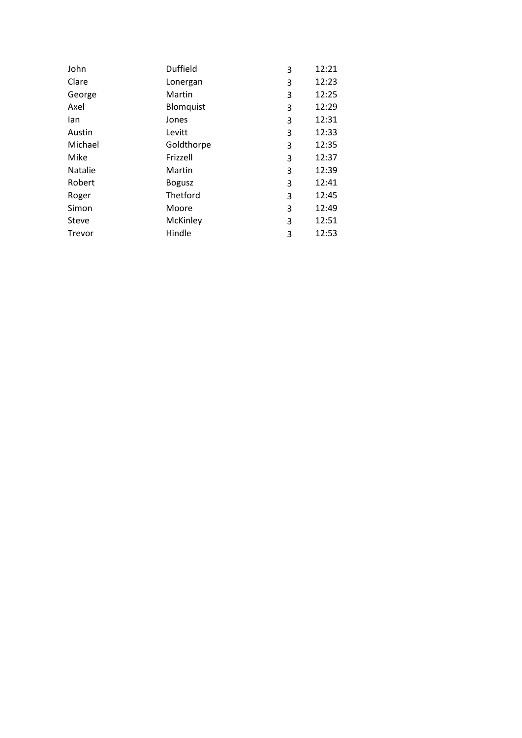| | | | |
|---|---|---|---|
| John | Duffield | 3 | 12:21 |
| Clare | Lonergan | 3 | 12:23 |
| George | Martin | 3 | 12:25 |
| Axel | Blomquist | 3 | 12:29 |
| Ian | Jones | 3 | 12:31 |
| Austin | Levitt | 3 | 12:33 |
| Michael | Goldthorpe | 3 | 12:35 |
| Mike | Frizzell | 3 | 12:37 |
| Natalie | Martin | 3 | 12:39 |
| Robert | Bogusz | 3 | 12:41 |
| Roger | Thetford | 3 | 12:45 |
| Simon | Moore | 3 | 12:49 |
| Steve | McKinley | 3 | 12:51 |
| Trevor | Hindle | 3 | 12:53 |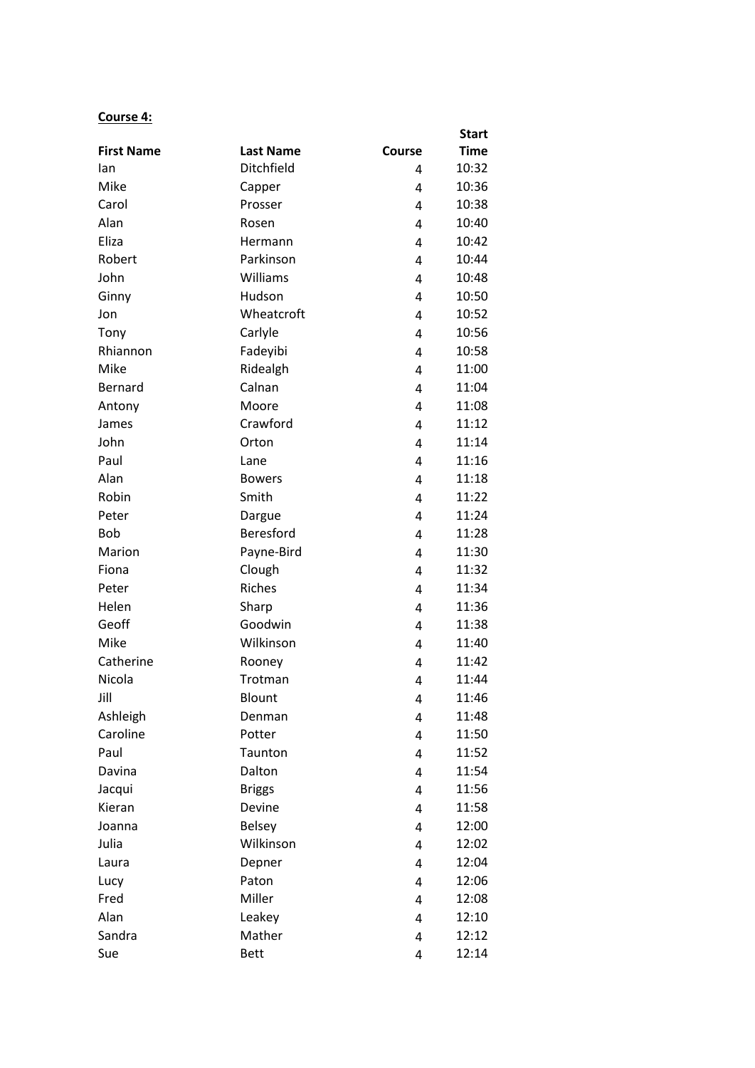**Course 4:**

| First Name | Last Name | Course | Start Time |
|---|---|---|---|
| Ian | Ditchfield | 4 | 10:32 |
| Mike | Capper | 4 | 10:36 |
| Carol | Prosser | 4 | 10:38 |
| Alan | Rosen | 4 | 10:40 |
| Eliza | Hermann | 4 | 10:42 |
| Robert | Parkinson | 4 | 10:44 |
| John | Williams | 4 | 10:48 |
| Ginny | Hudson | 4 | 10:50 |
| Jon | Wheatcroft | 4 | 10:52 |
| Tony | Carlyle | 4 | 10:56 |
| Rhiannon | Fadeyibi | 4 | 10:58 |
| Mike | Ridealgh | 4 | 11:00 |
| Bernard | Calnan | 4 | 11:04 |
| Antony | Moore | 4 | 11:08 |
| James | Crawford | 4 | 11:12 |
| John | Orton | 4 | 11:14 |
| Paul | Lane | 4 | 11:16 |
| Alan | Bowers | 4 | 11:18 |
| Robin | Smith | 4 | 11:22 |
| Peter | Dargue | 4 | 11:24 |
| Bob | Beresford | 4 | 11:28 |
| Marion | Payne-Bird | 4 | 11:30 |
| Fiona | Clough | 4 | 11:32 |
| Peter | Riches | 4 | 11:34 |
| Helen | Sharp | 4 | 11:36 |
| Geoff | Goodwin | 4 | 11:38 |
| Mike | Wilkinson | 4 | 11:40 |
| Catherine | Rooney | 4 | 11:42 |
| Nicola | Trotman | 4 | 11:44 |
| Jill | Blount | 4 | 11:46 |
| Ashleigh | Denman | 4 | 11:48 |
| Caroline | Potter | 4 | 11:50 |
| Paul | Taunton | 4 | 11:52 |
| Davina | Dalton | 4 | 11:54 |
| Jacqui | Briggs | 4 | 11:56 |
| Kieran | Devine | 4 | 11:58 |
| Joanna | Belsey | 4 | 12:00 |
| Julia | Wilkinson | 4 | 12:02 |
| Laura | Depner | 4 | 12:04 |
| Lucy | Paton | 4 | 12:06 |
| Fred | Miller | 4 | 12:08 |
| Alan | Leakey | 4 | 12:10 |
| Sandra | Mather | 4 | 12:12 |
| Sue | Bett | 4 | 12:14 |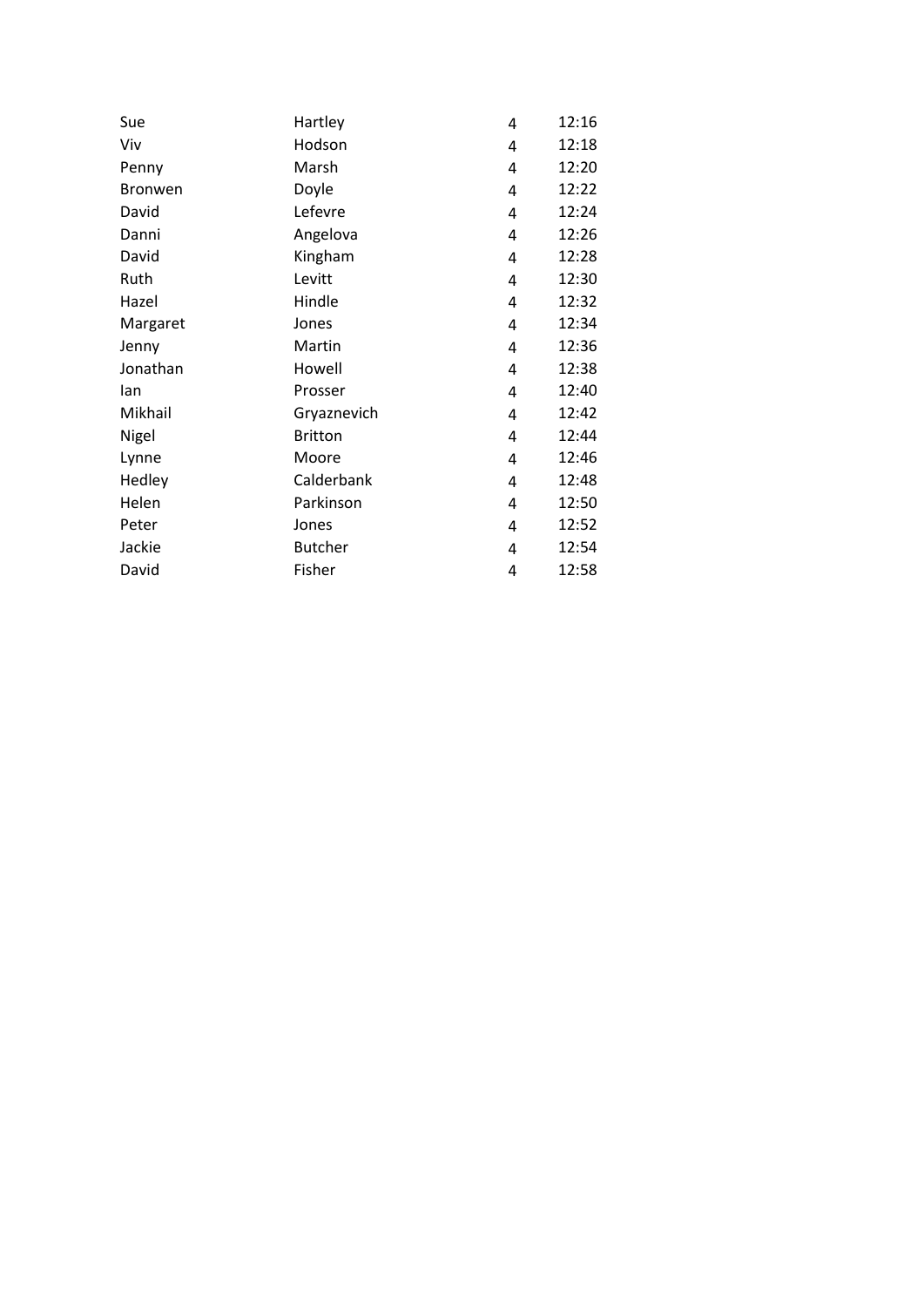| | | | |
|---|---|---|---|
| Sue | Hartley | 4 | 12:16 |
| Viv | Hodson | 4 | 12:18 |
| Penny | Marsh | 4 | 12:20 |
| Bronwen | Doyle | 4 | 12:22 |
| David | Lefevre | 4 | 12:24 |
| Danni | Angelova | 4 | 12:26 |
| David | Kingham | 4 | 12:28 |
| Ruth | Levitt | 4 | 12:30 |
| Hazel | Hindle | 4 | 12:32 |
| Margaret | Jones | 4 | 12:34 |
| Jenny | Martin | 4 | 12:36 |
| Jonathan | Howell | 4 | 12:38 |
| Ian | Prosser | 4 | 12:40 |
| Mikhail | Gryaznevich | 4 | 12:42 |
| Nigel | Britton | 4 | 12:44 |
| Lynne | Moore | 4 | 12:46 |
| Hedley | Calderbank | 4 | 12:48 |
| Helen | Parkinson | 4 | 12:50 |
| Peter | Jones | 4 | 12:52 |
| Jackie | Butcher | 4 | 12:54 |
| David | Fisher | 4 | 12:58 |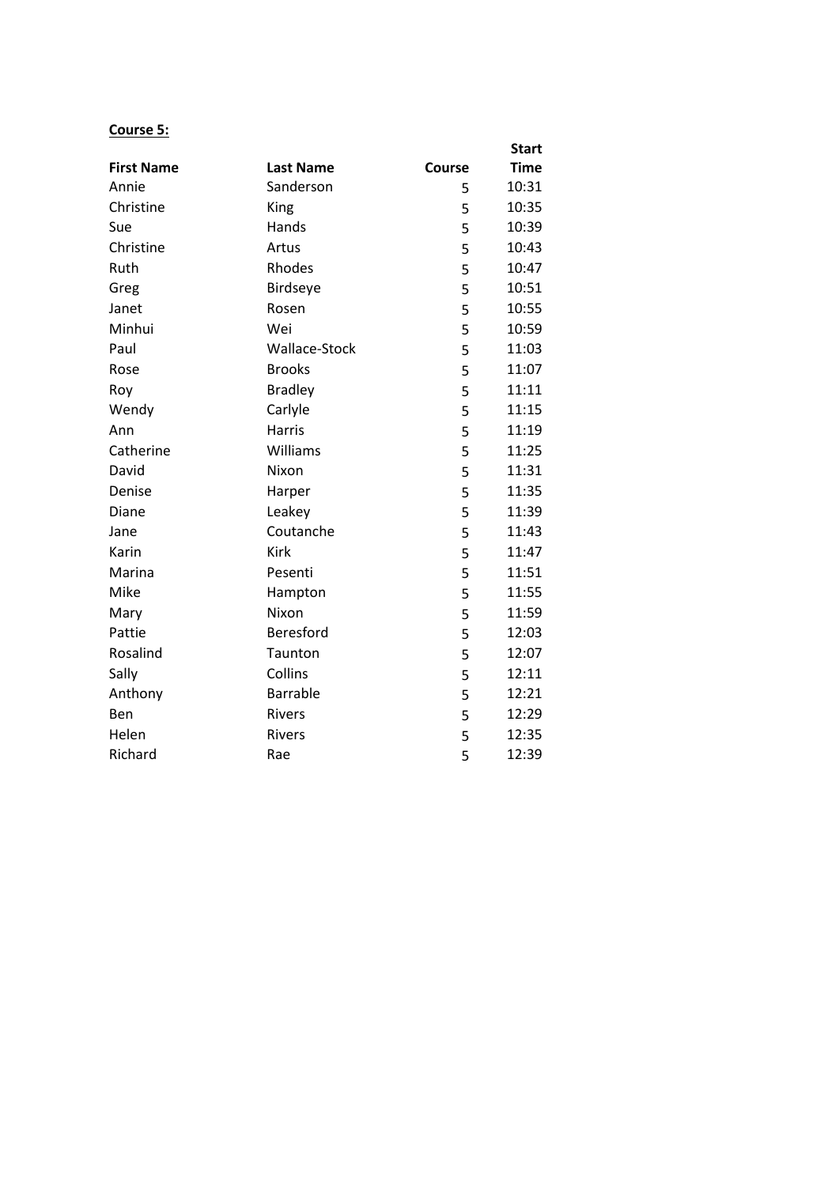**Course 5:**

| First Name | Last Name | Course | Start Time |
|---|---|---|---|
| Annie | Sanderson | 5 | 10:31 |
| Christine | King | 5 | 10:35 |
| Sue | Hands | 5 | 10:39 |
| Christine | Artus | 5 | 10:43 |
| Ruth | Rhodes | 5 | 10:47 |
| Greg | Birdseye | 5 | 10:51 |
| Janet | Rosen | 5 | 10:55 |
| Minhui | Wei | 5 | 10:59 |
| Paul | Wallace-Stock | 5 | 11:03 |
| Rose | Brooks | 5 | 11:07 |
| Roy | Bradley | 5 | 11:11 |
| Wendy | Carlyle | 5 | 11:15 |
| Ann | Harris | 5 | 11:19 |
| Catherine | Williams | 5 | 11:25 |
| David | Nixon | 5 | 11:31 |
| Denise | Harper | 5 | 11:35 |
| Diane | Leakey | 5 | 11:39 |
| Jane | Coutanche | 5 | 11:43 |
| Karin | Kirk | 5 | 11:47 |
| Marina | Pesenti | 5 | 11:51 |
| Mike | Hampton | 5 | 11:55 |
| Mary | Nixon | 5 | 11:59 |
| Pattie | Beresford | 5 | 12:03 |
| Rosalind | Taunton | 5 | 12:07 |
| Sally | Collins | 5 | 12:11 |
| Anthony | Barrable | 5 | 12:21 |
| Ben | Rivers | 5 | 12:29 |
| Helen | Rivers | 5 | 12:35 |
| Richard | Rae | 5 | 12:39 |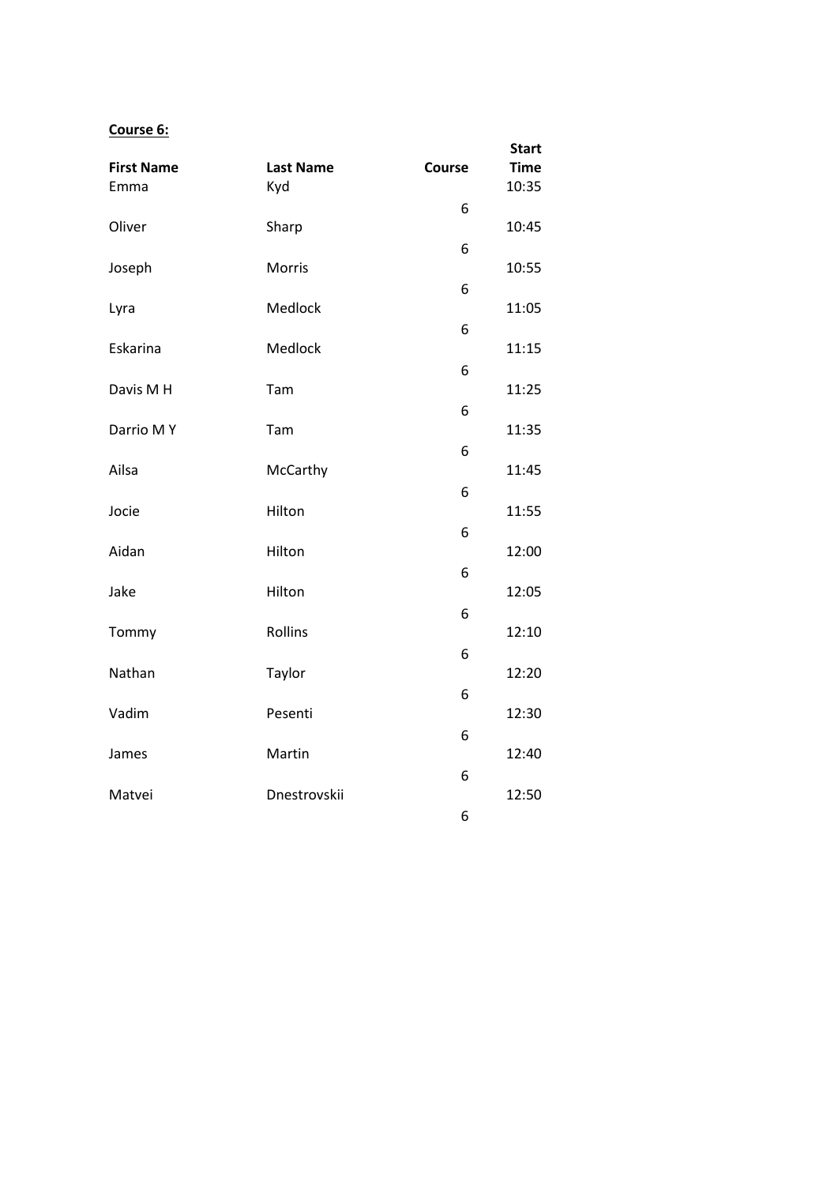**Course 6:**

| First Name | Last Name | Course | Start Time |
|---|---|---|---|
| Emma | Kyd | 6 | 10:35 |
| Oliver | Sharp | 6 | 10:45 |
| Joseph | Morris | 6 | 10:55 |
| Lyra | Medlock | 6 | 11:05 |
| Eskarina | Medlock | 6 | 11:15 |
| Davis M H | Tam | 6 | 11:25 |
| Darrio M Y | Tam | 6 | 11:35 |
| Ailsa | McCarthy | 6 | 11:45 |
| Jocie | Hilton | 6 | 11:55 |
| Aidan | Hilton | 6 | 12:00 |
| Jake | Hilton | 6 | 12:05 |
| Tommy | Rollins | 6 | 12:10 |
| Nathan | Taylor | 6 | 12:20 |
| Vadim | Pesenti | 6 | 12:30 |
| James | Martin | 6 | 12:40 |
| Matvei | Dnestrovskii | 6 | 12:50 |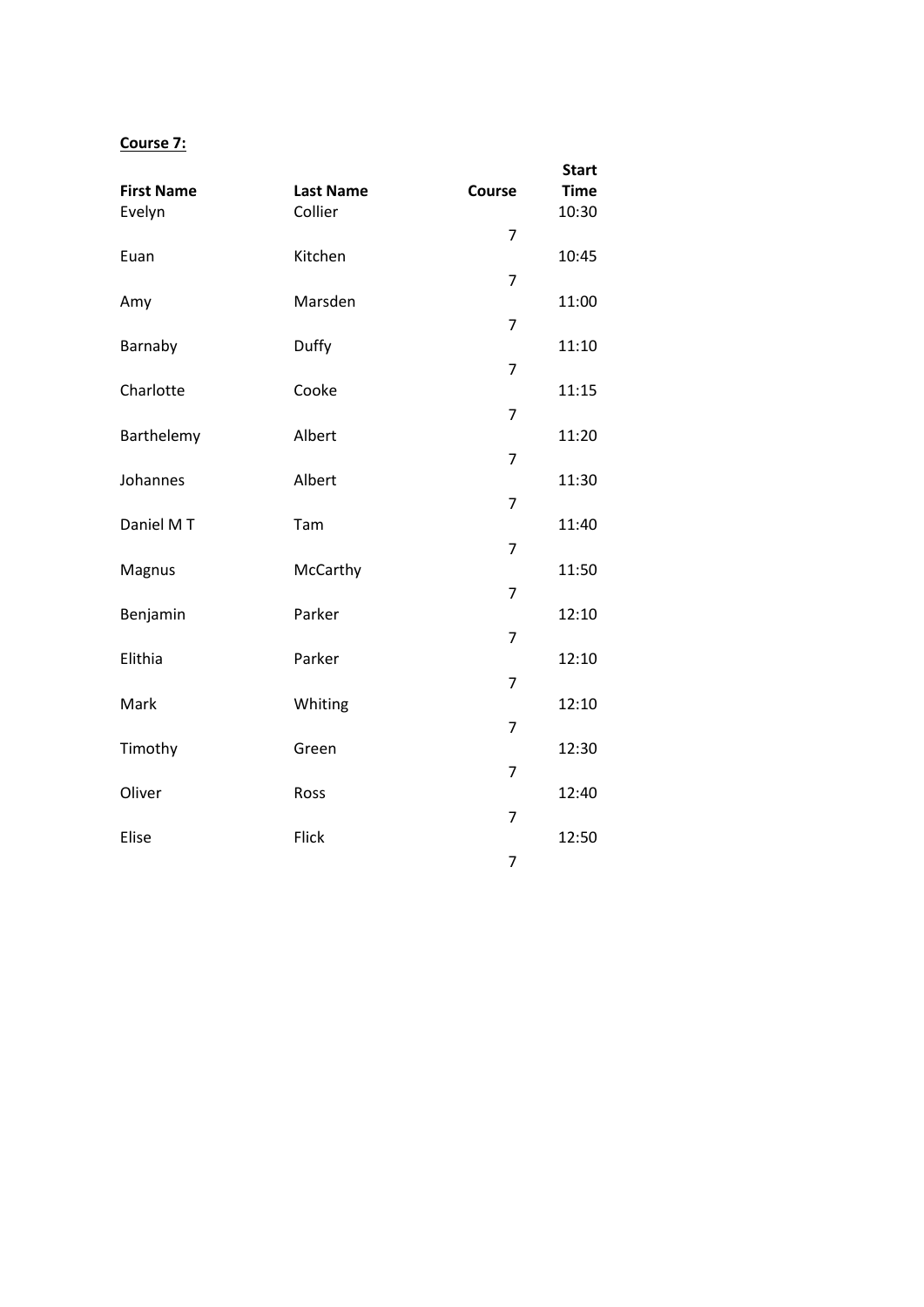**Course 7:**

| First Name | Last Name | Course | Start Time |
|---|---|---|---|
| Evelyn | Collier | 7 | 10:30 |
| Euan | Kitchen | 7 | 10:45 |
| Amy | Marsden | 7 | 11:00 |
| Barnaby | Duffy | 7 | 11:10 |
| Charlotte | Cooke | 7 | 11:15 |
| Barthelemy | Albert | 7 | 11:20 |
| Johannes | Albert | 7 | 11:30 |
| Daniel M T | Tam | 7 | 11:40 |
| Magnus | McCarthy | 7 | 11:50 |
| Benjamin | Parker | 7 | 12:10 |
| Elithia | Parker | 7 | 12:10 |
| Mark | Whiting | 7 | 12:10 |
| Timothy | Green | 7 | 12:30 |
| Oliver | Ross | 7 | 12:40 |
| Elise | Flick | 7 | 12:50 |